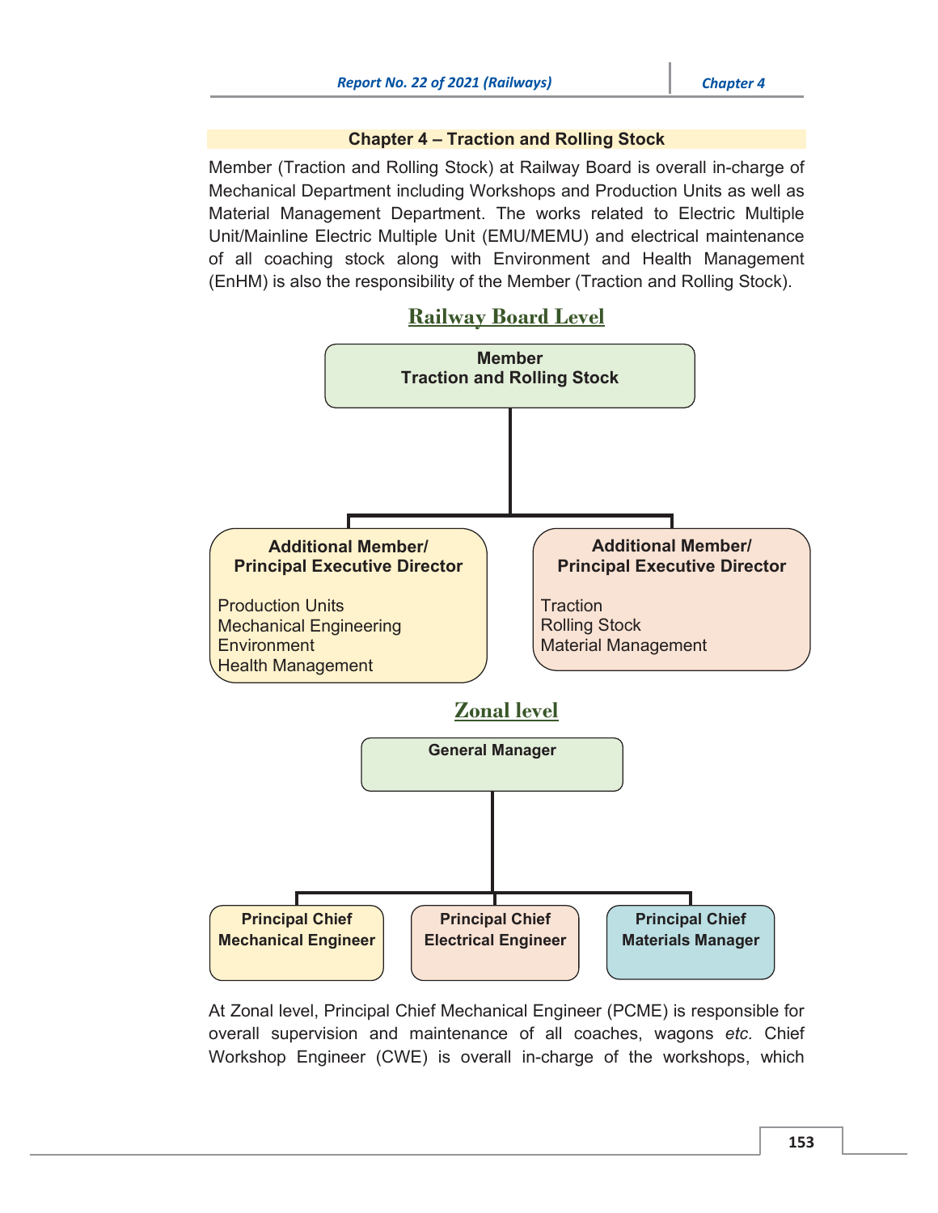# Chapter 4 – Traction and Rolling Stock

Member (Traction and Rolling Stock) at Railway Board is overall in-charge of Mechanical Department including Workshops and Production Units as well as Material Management Department. The works related to Electric Multiple Unit/Mainline Electric Multiple Unit (EMU/MEMU) and electrical maintenance of all coaching stock along with Environment and Health Management (EnHM) is also the responsibility of the Member (Traction and Rolling Stock).

## Railway Board Level

**Member**
**Traction and Rolling Stock**

- **Additional Member/ Principal Executive Director**
  - Production Units
  - Mechanical Engineering
  - Environment
  - Health Management
- **Additional Member/ Principal Executive Director**
  - Traction
  - Rolling Stock
  - Material Management

## Zonal level

**General Manager**

- **Principal Chief Mechanical Engineer**
- **Principal Chief Electrical Engineer**
- **Principal Chief Materials Manager**

At Zonal level, Principal Chief Mechanical Engineer (PCME) is responsible for overall supervision and maintenance of all coaches, wagons *etc.* Chief Workshop Engineer (CWE) is overall in-charge of the workshops, which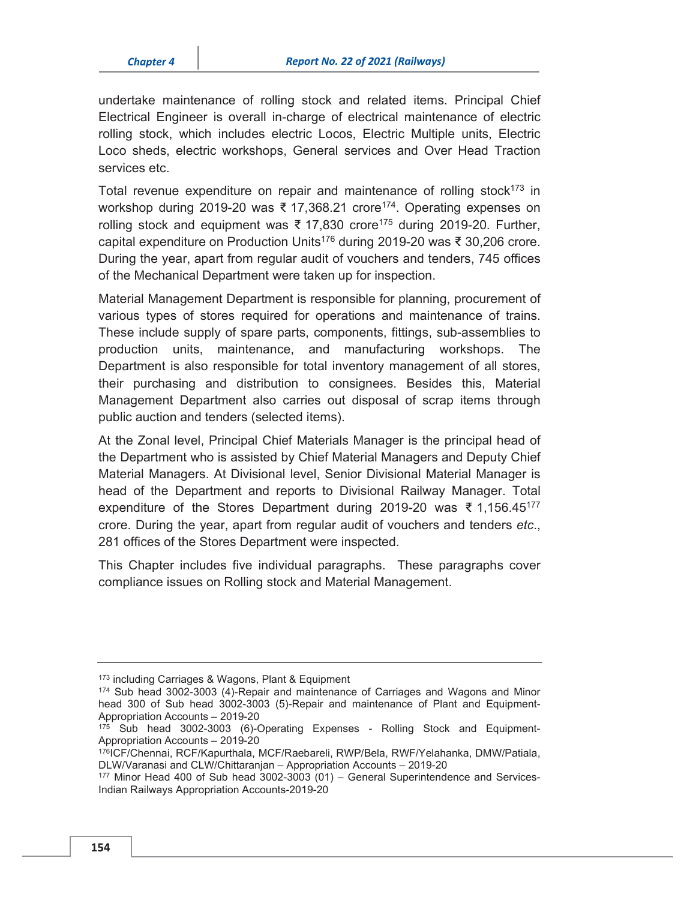undertake maintenance of rolling stock and related items. Principal Chief Electrical Engineer is overall in-charge of electrical maintenance of electric rolling stock, which includes electric Locos, Electric Multiple units, Electric Loco sheds, electric workshops, General services and Over Head Traction services etc.

Total revenue expenditure on repair and maintenance of rolling stock[173] in workshop during 2019-20 was ₹ 17,368.21 crore[174]. Operating expenses on rolling stock and equipment was ₹ 17,830 crore[175] during 2019-20. Further, capital expenditure on Production Units[176] during 2019-20 was ₹ 30,206 crore. During the year, apart from regular audit of vouchers and tenders, 745 offices of the Mechanical Department were taken up for inspection.

Material Management Department is responsible for planning, procurement of various types of stores required for operations and maintenance of trains. These include supply of spare parts, components, fittings, sub-assemblies to production units, maintenance, and manufacturing workshops. The Department is also responsible for total inventory management of all stores, their purchasing and distribution to consignees. Besides this, Material Management Department also carries out disposal of scrap items through public auction and tenders (selected items).

At the Zonal level, Principal Chief Materials Manager is the principal head of the Department who is assisted by Chief Material Managers and Deputy Chief Material Managers. At Divisional level, Senior Divisional Material Manager is head of the Department and reports to Divisional Railway Manager. Total expenditure of the Stores Department during 2019-20 was ₹ 1,156.45[177] crore. During the year, apart from regular audit of vouchers and tenders *etc*., 281 offices of the Stores Department were inspected.

This Chapter includes five individual paragraphs. These paragraphs cover compliance issues on Rolling stock and Material Management.

---

[173] including Carriages & Wagons, Plant & Equipment

[174] Sub head 3002-3003 (4)-Repair and maintenance of Carriages and Wagons and Minor head 300 of Sub head 3002-3003 (5)-Repair and maintenance of Plant and Equipment-Appropriation Accounts – 2019-20

[175] Sub head 3002-3003 (6)-Operating Expenses - Rolling Stock and Equipment-Appropriation Accounts – 2019-20

[176] ICF/Chennai, RCF/Kapurthala, MCF/Raebareli, RWP/Bela, RWF/Yelahanka, DMW/Patiala, DLW/Varanasi and CLW/Chittaranjan – Appropriation Accounts – 2019-20

[177] Minor Head 400 of Sub head 3002-3003 (01) – General Superintendence and Services-Indian Railways Appropriation Accounts-2019-20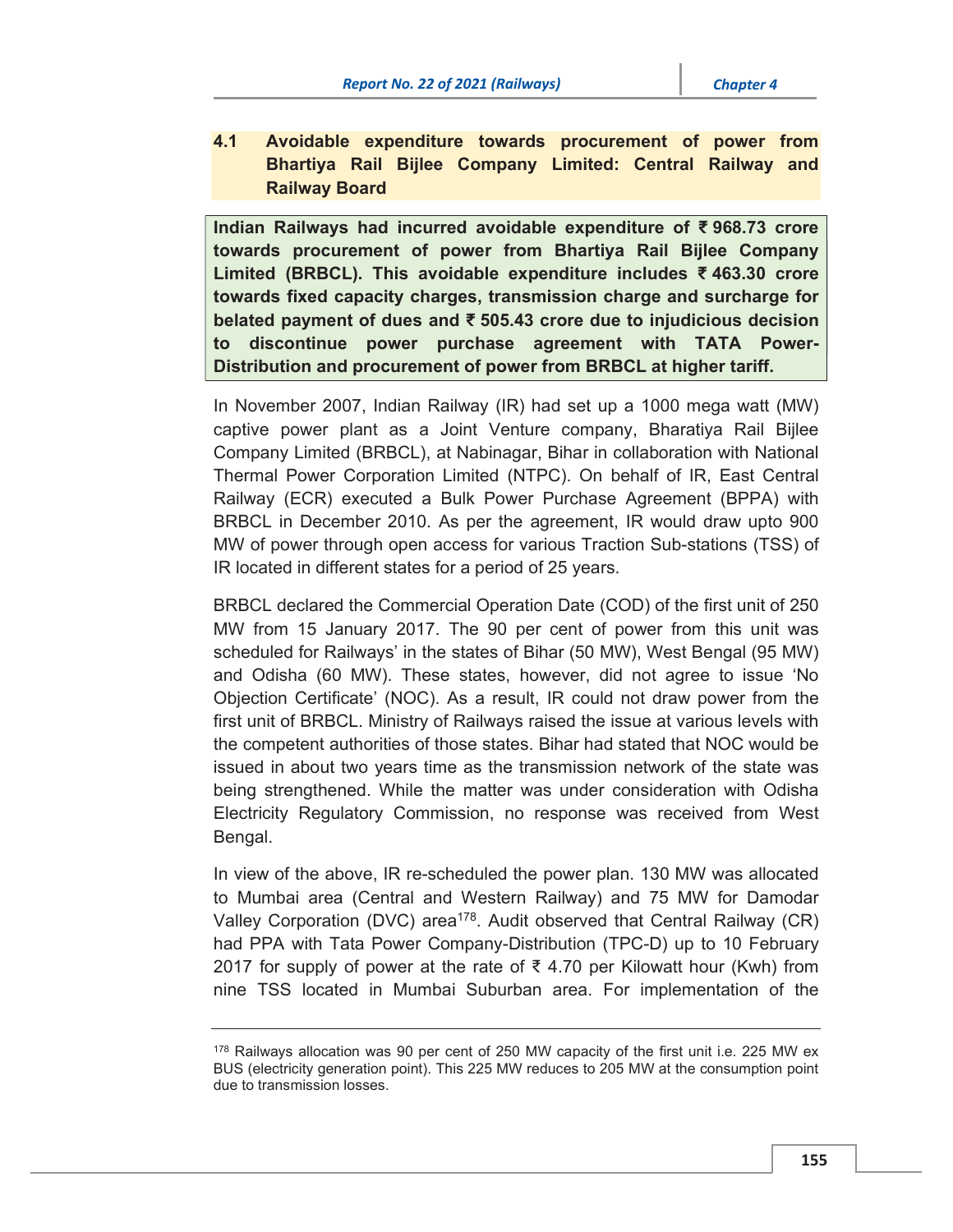## 4.1 Avoidable expenditure towards procurement of power from Bhartiya Rail Bijlee Company Limited: Central Railway and Railway Board

**Indian Railways had incurred avoidable expenditure of ₹ 968.73 crore towards procurement of power from Bhartiya Rail Bijlee Company Limited (BRBCL). This avoidable expenditure includes ₹ 463.30 crore towards fixed capacity charges, transmission charge and surcharge for belated payment of dues and ₹ 505.43 crore due to injudicious decision to discontinue power purchase agreement with TATA Power-Distribution and procurement of power from BRBCL at higher tariff.**

In November 2007, Indian Railway (IR) had set up a 1000 mega watt (MW) captive power plant as a Joint Venture company, Bharatiya Rail Bijlee Company Limited (BRBCL), at Nabinagar, Bihar in collaboration with National Thermal Power Corporation Limited (NTPC). On behalf of IR, East Central Railway (ECR) executed a Bulk Power Purchase Agreement (BPPA) with BRBCL in December 2010. As per the agreement, IR would draw upto 900 MW of power through open access for various Traction Sub-stations (TSS) of IR located in different states for a period of 25 years.

BRBCL declared the Commercial Operation Date (COD) of the first unit of 250 MW from 15 January 2017. The 90 per cent of power from this unit was scheduled for Railways' in the states of Bihar (50 MW), West Bengal (95 MW) and Odisha (60 MW). These states, however, did not agree to issue 'No Objection Certificate' (NOC). As a result, IR could not draw power from the first unit of BRBCL. Ministry of Railways raised the issue at various levels with the competent authorities of those states. Bihar had stated that NOC would be issued in about two years time as the transmission network of the state was being strengthened. While the matter was under consideration with Odisha Electricity Regulatory Commission, no response was received from West Bengal.

In view of the above, IR re-scheduled the power plan. 130 MW was allocated to Mumbai area (Central and Western Railway) and 75 MW for Damodar Valley Corporation (DVC) area[178]. Audit observed that Central Railway (CR) had PPA with Tata Power Company-Distribution (TPC-D) up to 10 February 2017 for supply of power at the rate of ₹ 4.70 per Kilowatt hour (Kwh) from nine TSS located in Mumbai Suburban area. For implementation of the

---

[178] Railways allocation was 90 per cent of 250 MW capacity of the first unit i.e. 225 MW ex BUS (electricity generation point). This 225 MW reduces to 205 MW at the consumption point due to transmission losses.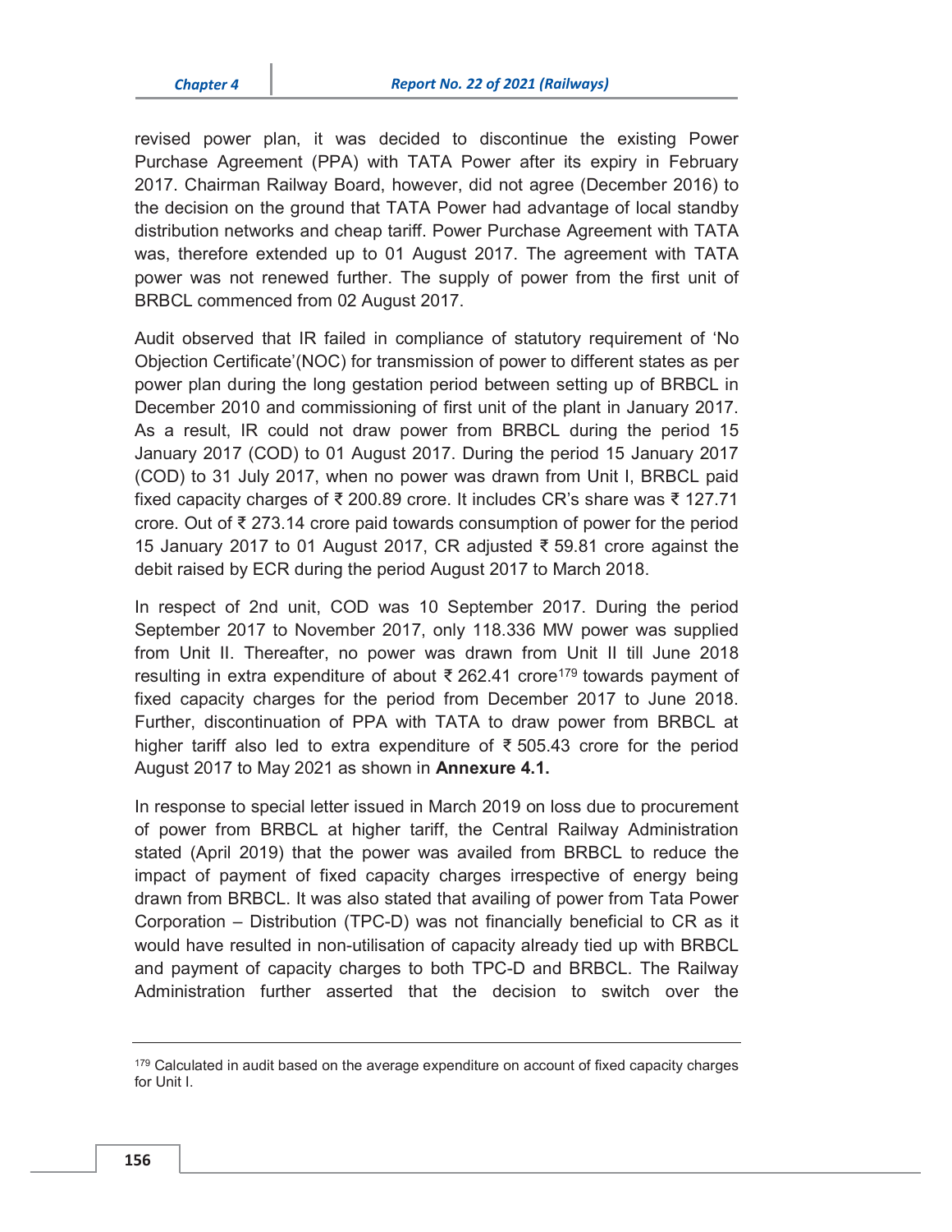revised power plan, it was decided to discontinue the existing Power Purchase Agreement (PPA) with TATA Power after its expiry in February 2017. Chairman Railway Board, however, did not agree (December 2016) to the decision on the ground that TATA Power had advantage of local standby distribution networks and cheap tariff. Power Purchase Agreement with TATA was, therefore extended up to 01 August 2017. The agreement with TATA power was not renewed further. The supply of power from the first unit of BRBCL commenced from 02 August 2017.

Audit observed that IR failed in compliance of statutory requirement of 'No Objection Certificate'(NOC) for transmission of power to different states as per power plan during the long gestation period between setting up of BRBCL in December 2010 and commissioning of first unit of the plant in January 2017. As a result, IR could not draw power from BRBCL during the period 15 January 2017 (COD) to 01 August 2017. During the period 15 January 2017 (COD) to 31 July 2017, when no power was drawn from Unit I, BRBCL paid fixed capacity charges of ₹ 200.89 crore. It includes CR's share was ₹ 127.71 crore. Out of ₹ 273.14 crore paid towards consumption of power for the period 15 January 2017 to 01 August 2017, CR adjusted ₹ 59.81 crore against the debit raised by ECR during the period August 2017 to March 2018.

In respect of 2nd unit, COD was 10 September 2017. During the period September 2017 to November 2017, only 118.336 MW power was supplied from Unit II. Thereafter, no power was drawn from Unit II till June 2018 resulting in extra expenditure of about ₹ 262.41 crore[179] towards payment of fixed capacity charges for the period from December 2017 to June 2018. Further, discontinuation of PPA with TATA to draw power from BRBCL at higher tariff also led to extra expenditure of ₹ 505.43 crore for the period August 2017 to May 2021 as shown in **Annexure 4.1.**

In response to special letter issued in March 2019 on loss due to procurement of power from BRBCL at higher tariff, the Central Railway Administration stated (April 2019) that the power was availed from BRBCL to reduce the impact of payment of fixed capacity charges irrespective of energy being drawn from BRBCL. It was also stated that availing of power from Tata Power Corporation – Distribution (TPC-D) was not financially beneficial to CR as it would have resulted in non-utilisation of capacity already tied up with BRBCL and payment of capacity charges to both TPC-D and BRBCL. The Railway Administration further asserted that the decision to switch over the

[179] Calculated in audit based on the average expenditure on account of fixed capacity charges for Unit I.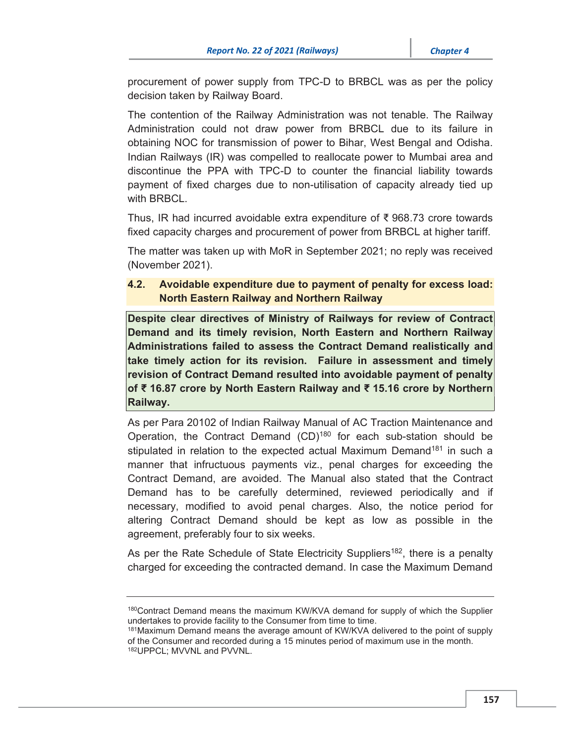procurement of power supply from TPC-D to BRBCL was as per the policy decision taken by Railway Board.

The contention of the Railway Administration was not tenable. The Railway Administration could not draw power from BRBCL due to its failure in obtaining NOC for transmission of power to Bihar, West Bengal and Odisha. Indian Railways (IR) was compelled to reallocate power to Mumbai area and discontinue the PPA with TPC-D to counter the financial liability towards payment of fixed charges due to non-utilisation of capacity already tied up with BRBCL.

Thus, IR had incurred avoidable extra expenditure of ₹ 968.73 crore towards fixed capacity charges and procurement of power from BRBCL at higher tariff.

The matter was taken up with MoR in September 2021; no reply was received (November 2021).

## 4.2. Avoidable expenditure due to payment of penalty for excess load: North Eastern Railway and Northern Railway

**Despite clear directives of Ministry of Railways for review of Contract Demand and its timely revision, North Eastern and Northern Railway Administrations failed to assess the Contract Demand realistically and take timely action for its revision. Failure in assessment and timely revision of Contract Demand resulted into avoidable payment of penalty of ₹ 16.87 crore by North Eastern Railway and ₹ 15.16 crore by Northern Railway.**

As per Para 20102 of Indian Railway Manual of AC Traction Maintenance and Operation, the Contract Demand (CD)[180] for each sub-station should be stipulated in relation to the expected actual Maximum Demand[181] in such a manner that infructuous payments viz., penal charges for exceeding the Contract Demand, are avoided. The Manual also stated that the Contract Demand has to be carefully determined, reviewed periodically and if necessary, modified to avoid penal charges. Also, the notice period for altering Contract Demand should be kept as low as possible in the agreement, preferably four to six weeks.

As per the Rate Schedule of State Electricity Suppliers[182], there is a penalty charged for exceeding the contracted demand. In case the Maximum Demand

---

[180] Contract Demand means the maximum KW/KVA demand for supply of which the Supplier undertakes to provide facility to the Consumer from time to time.

[181] Maximum Demand means the average amount of KW/KVA delivered to the point of supply of the Consumer and recorded during a 15 minutes period of maximum use in the month.

[182] UPPCL; MVVNL and PVVNL.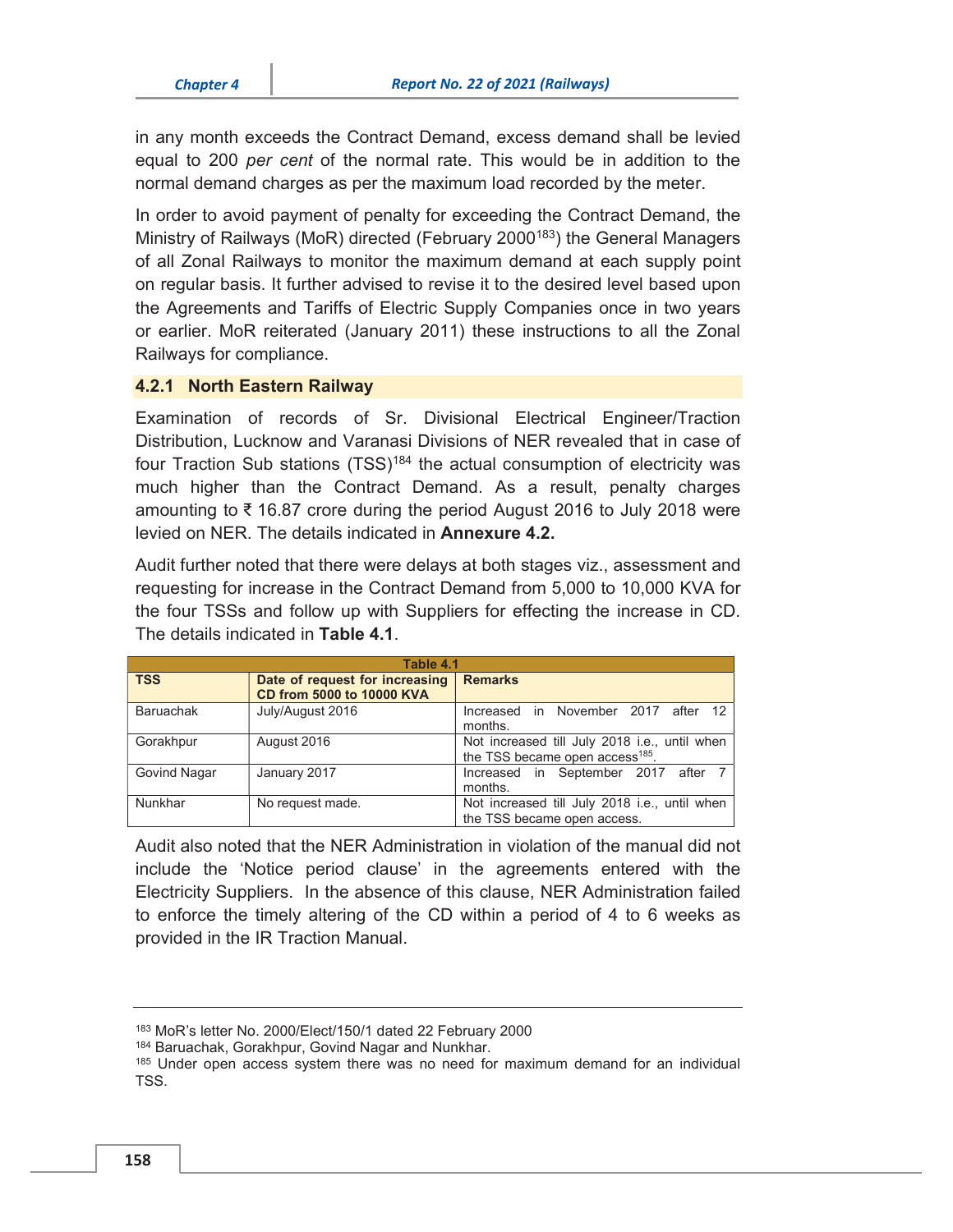in any month exceeds the Contract Demand, excess demand shall be levied equal to 200 *per cent* of the normal rate. This would be in addition to the normal demand charges as per the maximum load recorded by the meter.

In order to avoid payment of penalty for exceeding the Contract Demand, the Ministry of Railways (MoR) directed (February 2000[183]) the General Managers of all Zonal Railways to monitor the maximum demand at each supply point on regular basis. It further advised to revise it to the desired level based upon the Agreements and Tariffs of Electric Supply Companies once in two years or earlier. MoR reiterated (January 2011) these instructions to all the Zonal Railways for compliance.

### 4.2.1 North Eastern Railway

Examination of records of Sr. Divisional Electrical Engineer/Traction Distribution, Lucknow and Varanasi Divisions of NER revealed that in case of four Traction Sub stations (TSS)[184] the actual consumption of electricity was much higher than the Contract Demand. As a result, penalty charges amounting to ₹ 16.87 crore during the period August 2016 to July 2018 were levied on NER. The details indicated in **Annexure 4.2.**

Audit further noted that there were delays at both stages viz., assessment and requesting for increase in the Contract Demand from 5,000 to 10,000 KVA for the four TSSs and follow up with Suppliers for effecting the increase in CD. The details indicated in **Table 4.1**.

**Table 4.1**

| TSS | Date of request for increasing CD from 5000 to 10000 KVA | Remarks |
|---|---|---|
| Baruachak | July/August 2016 | Increased in November 2017 after 12 months. |
| Gorakhpur | August 2016 | Not increased till July 2018 i.e., until when the TSS became open access[185]. |
| Govind Nagar | January 2017 | Increased in September 2017 after 7 months. |
| Nunkhar | No request made. | Not increased till July 2018 i.e., until when the TSS became open access. |

Audit also noted that the NER Administration in violation of the manual did not include the 'Notice period clause' in the agreements entered with the Electricity Suppliers. In the absence of this clause, NER Administration failed to enforce the timely altering of the CD within a period of 4 to 6 weeks as provided in the IR Traction Manual.

---

[183] MoR's letter No. 2000/Elect/150/1 dated 22 February 2000

[184] Baruachak, Gorakhpur, Govind Nagar and Nunkhar.

[185] Under open access system there was no need for maximum demand for an individual TSS.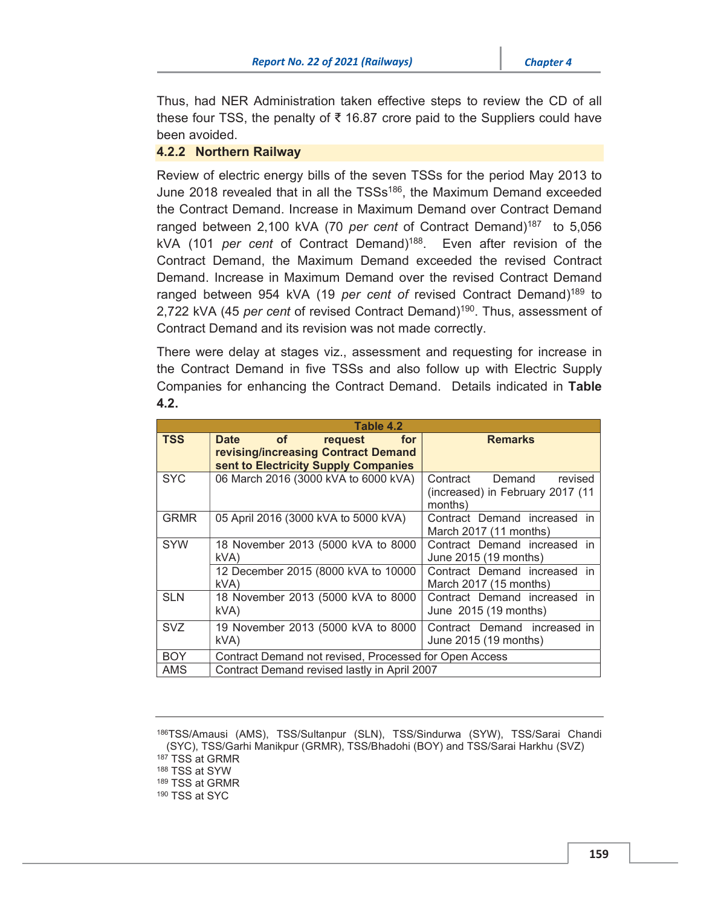Thus, had NER Administration taken effective steps to review the CD of all these four TSS, the penalty of ₹ 16.87 crore paid to the Suppliers could have been avoided.

### 4.2.2 Northern Railway

Review of electric energy bills of the seven TSSs for the period May 2013 to June 2018 revealed that in all the TSSs[186], the Maximum Demand exceeded the Contract Demand. Increase in Maximum Demand over Contract Demand ranged between 2,100 kVA (70 *per cent* of Contract Demand)[187] to 5,056 kVA (101 *per cent* of Contract Demand)[188]. Even after revision of the Contract Demand, the Maximum Demand exceeded the revised Contract Demand. Increase in Maximum Demand over the revised Contract Demand ranged between 954 kVA (19 *per cent of* revised Contract Demand)[189] to 2,722 kVA (45 *per cent* of revised Contract Demand)[190]. Thus, assessment of Contract Demand and its revision was not made correctly.

There were delay at stages viz., assessment and requesting for increase in the Contract Demand in five TSSs and also follow up with Electric Supply Companies for enhancing the Contract Demand. Details indicated in **Table 4.2.**

**Table 4.2**

| TSS | Date of request for revising/increasing Contract Demand sent to Electricity Supply Companies | Remarks |
|---|---|---|
| SYC | 06 March 2016 (3000 kVA to 6000 kVA) | Contract Demand revised (increased) in February 2017 (11 months) |
| GRMR | 05 April 2016 (3000 kVA to 5000 kVA) | Contract Demand increased in March 2017 (11 months) |
| SYW | 18 November 2013 (5000 kVA to 8000 kVA) | Contract Demand increased in June 2015 (19 months) |
| | 12 December 2015 (8000 kVA to 10000 kVA) | Contract Demand increased in March 2017 (15 months) |
| SLN | 18 November 2013 (5000 kVA to 8000 kVA) | Contract Demand increased in June 2015 (19 months) |
| SVZ | 19 November 2013 (5000 kVA to 8000 kVA) | Contract Demand increased in June 2015 (19 months) |
| BOY | Contract Demand not revised, Processed for Open Access | |
| AMS | Contract Demand revised lastly in April 2007 | |

---

[186] TSS/Amausi (AMS), TSS/Sultanpur (SLN), TSS/Sindurwa (SYW), TSS/Sarai Chandi (SYC), TSS/Garhi Manikpur (GRMR), TSS/Bhadohi (BOY) and TSS/Sarai Harkhu (SVZ)

[187] TSS at GRMR

[188] TSS at SYW

[189] TSS at GRMR

[190] TSS at SYC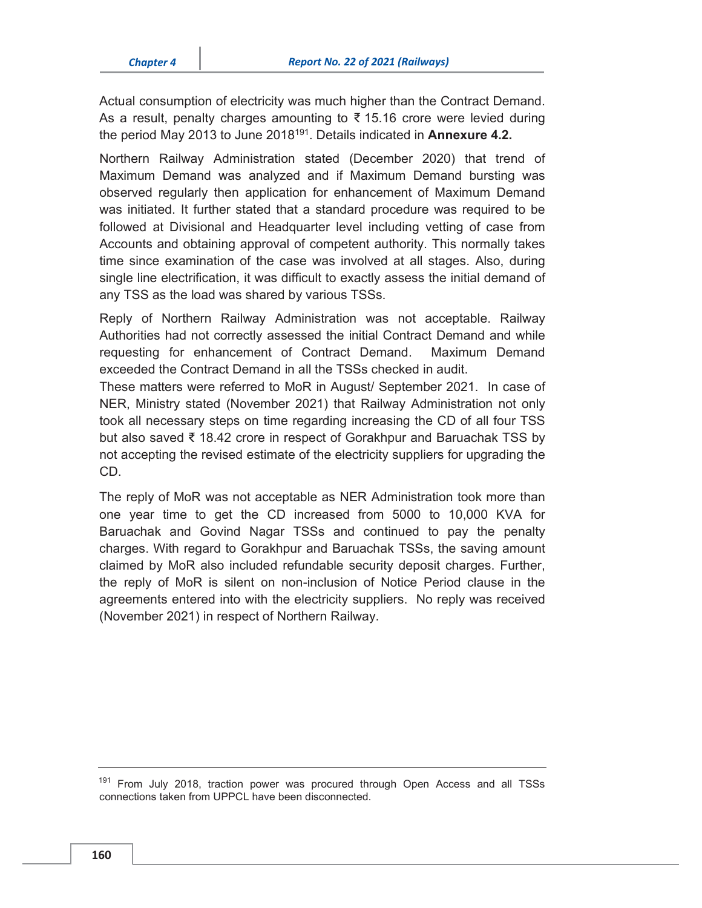Actual consumption of electricity was much higher than the Contract Demand. As a result, penalty charges amounting to ₹ 15.16 crore were levied during the period May 2013 to June 2018[191]. Details indicated in **Annexure 4.2.**

Northern Railway Administration stated (December 2020) that trend of Maximum Demand was analyzed and if Maximum Demand bursting was observed regularly then application for enhancement of Maximum Demand was initiated. It further stated that a standard procedure was required to be followed at Divisional and Headquarter level including vetting of case from Accounts and obtaining approval of competent authority. This normally takes time since examination of the case was involved at all stages. Also, during single line electrification, it was difficult to exactly assess the initial demand of any TSS as the load was shared by various TSSs.

Reply of Northern Railway Administration was not acceptable. Railway Authorities had not correctly assessed the initial Contract Demand and while requesting for enhancement of Contract Demand. Maximum Demand exceeded the Contract Demand in all the TSSs checked in audit.

These matters were referred to MoR in August/ September 2021. In case of NER, Ministry stated (November 2021) that Railway Administration not only took all necessary steps on time regarding increasing the CD of all four TSS but also saved ₹ 18.42 crore in respect of Gorakhpur and Baruachak TSS by not accepting the revised estimate of the electricity suppliers for upgrading the CD.

The reply of MoR was not acceptable as NER Administration took more than one year time to get the CD increased from 5000 to 10,000 KVA for Baruachak and Govind Nagar TSSs and continued to pay the penalty charges. With regard to Gorakhpur and Baruachak TSSs, the saving amount claimed by MoR also included refundable security deposit charges. Further, the reply of MoR is silent on non-inclusion of Notice Period clause in the agreements entered into with the electricity suppliers. No reply was received (November 2021) in respect of Northern Railway.

---

[191] From July 2018, traction power was procured through Open Access and all TSSs connections taken from UPPCL have been disconnected.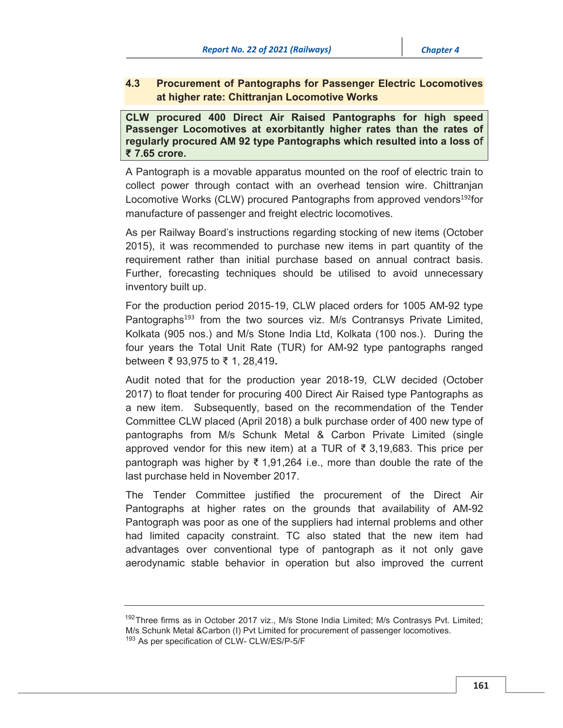## 4.3 Procurement of Pantographs for Passenger Electric Locomotives at higher rate: Chittranjan Locomotive Works

**CLW procured 400 Direct Air Raised Pantographs for high speed Passenger Locomotives at exorbitantly higher rates than the rates of regularly procured AM 92 type Pantographs which resulted into a loss of ₹ 7.65 crore.**

A Pantograph is a movable apparatus mounted on the roof of electric train to collect power through contact with an overhead tension wire. Chittranjan Locomotive Works (CLW) procured Pantographs from approved vendors[192]for manufacture of passenger and freight electric locomotives.

As per Railway Board's instructions regarding stocking of new items (October 2015), it was recommended to purchase new items in part quantity of the requirement rather than initial purchase based on annual contract basis. Further, forecasting techniques should be utilised to avoid unnecessary inventory built up.

For the production period 2015-19, CLW placed orders for 1005 AM-92 type Pantographs[193] from the two sources viz. M/s Contransys Private Limited, Kolkata (905 nos.) and M/s Stone India Ltd, Kolkata (100 nos.). During the four years the Total Unit Rate (TUR) for AM-92 type pantographs ranged between ₹ 93,975 to ₹ 1, 28,419**.**

Audit noted that for the production year 2018-19, CLW decided (October 2017) to float tender for procuring 400 Direct Air Raised type Pantographs as a new item. Subsequently, based on the recommendation of the Tender Committee CLW placed (April 2018) a bulk purchase order of 400 new type of pantographs from M/s Schunk Metal & Carbon Private Limited (single approved vendor for this new item) at a TUR of ₹ 3,19,683. This price per pantograph was higher by ₹ 1,91,264 i.e., more than double the rate of the last purchase held in November 2017.

The Tender Committee justified the procurement of the Direct Air Pantographs at higher rates on the grounds that availability of AM-92 Pantograph was poor as one of the suppliers had internal problems and other had limited capacity constraint. TC also stated that the new item had advantages over conventional type of pantograph as it not only gave aerodynamic stable behavior in operation but also improved the current

---

[192]Three firms as in October 2017 viz., M/s Stone India Limited; M/s Contrasys Pvt. Limited; M/s Schunk Metal &Carbon (I) Pvt Limited for procurement of passenger locomotives.

[193] As per specification of CLW- CLW/ES/P-5/F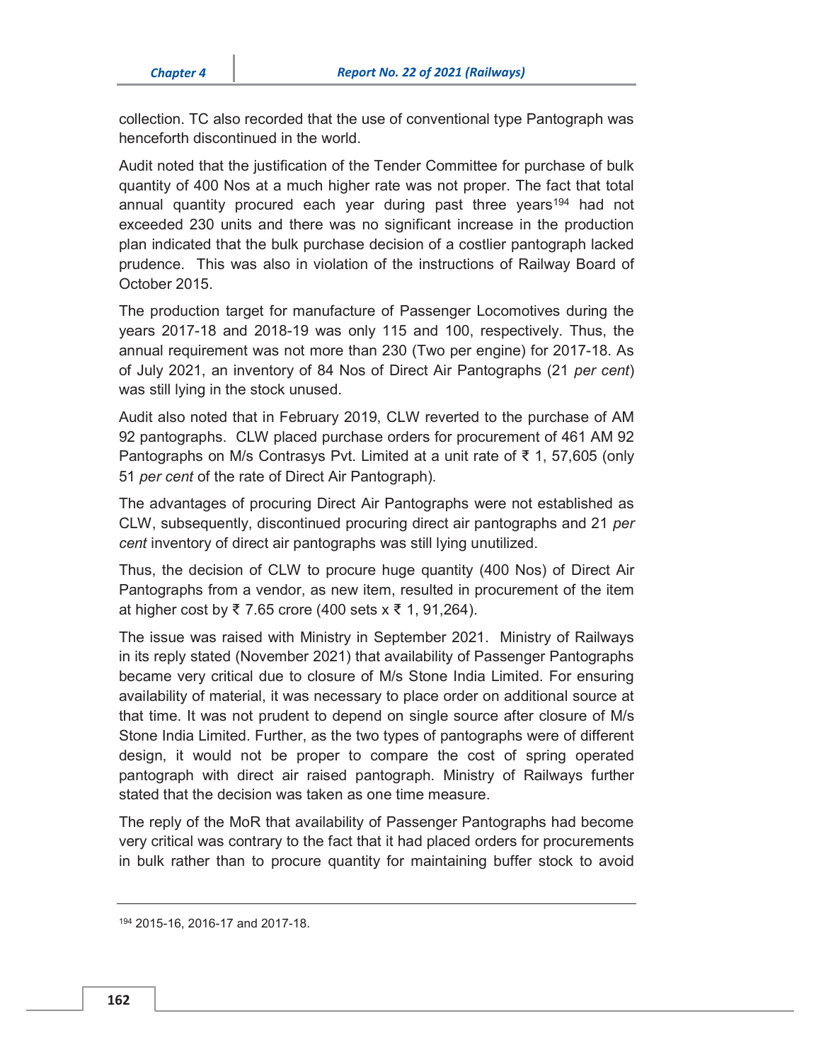collection. TC also recorded that the use of conventional type Pantograph was henceforth discontinued in the world.

Audit noted that the justification of the Tender Committee for purchase of bulk quantity of 400 Nos at a much higher rate was not proper. The fact that total annual quantity procured each year during past three years[194] had not exceeded 230 units and there was no significant increase in the production plan indicated that the bulk purchase decision of a costlier pantograph lacked prudence. This was also in violation of the instructions of Railway Board of October 2015.

The production target for manufacture of Passenger Locomotives during the years 2017-18 and 2018-19 was only 115 and 100, respectively. Thus, the annual requirement was not more than 230 (Two per engine) for 2017-18. As of July 2021, an inventory of 84 Nos of Direct Air Pantographs (21 *per cent*) was still lying in the stock unused.

Audit also noted that in February 2019, CLW reverted to the purchase of AM 92 pantographs. CLW placed purchase orders for procurement of 461 AM 92 Pantographs on M/s Contrasys Pvt. Limited at a unit rate of ₹ 1, 57,605 (only 51 *per cent* of the rate of Direct Air Pantograph).

The advantages of procuring Direct Air Pantographs were not established as CLW, subsequently, discontinued procuring direct air pantographs and 21 *per cent* inventory of direct air pantographs was still lying unutilized.

Thus, the decision of CLW to procure huge quantity (400 Nos) of Direct Air Pantographs from a vendor, as new item, resulted in procurement of the item at higher cost by ₹ 7.65 crore (400 sets x ₹ 1, 91,264).

The issue was raised with Ministry in September 2021. Ministry of Railways in its reply stated (November 2021) that availability of Passenger Pantographs became very critical due to closure of M/s Stone India Limited. For ensuring availability of material, it was necessary to place order on additional source at that time. It was not prudent to depend on single source after closure of M/s Stone India Limited. Further, as the two types of pantographs were of different design, it would not be proper to compare the cost of spring operated pantograph with direct air raised pantograph. Ministry of Railways further stated that the decision was taken as one time measure.

The reply of the MoR that availability of Passenger Pantographs had become very critical was contrary to the fact that it had placed orders for procurements in bulk rather than to procure quantity for maintaining buffer stock to avoid

---

[194] 2015-16, 2016-17 and 2017-18.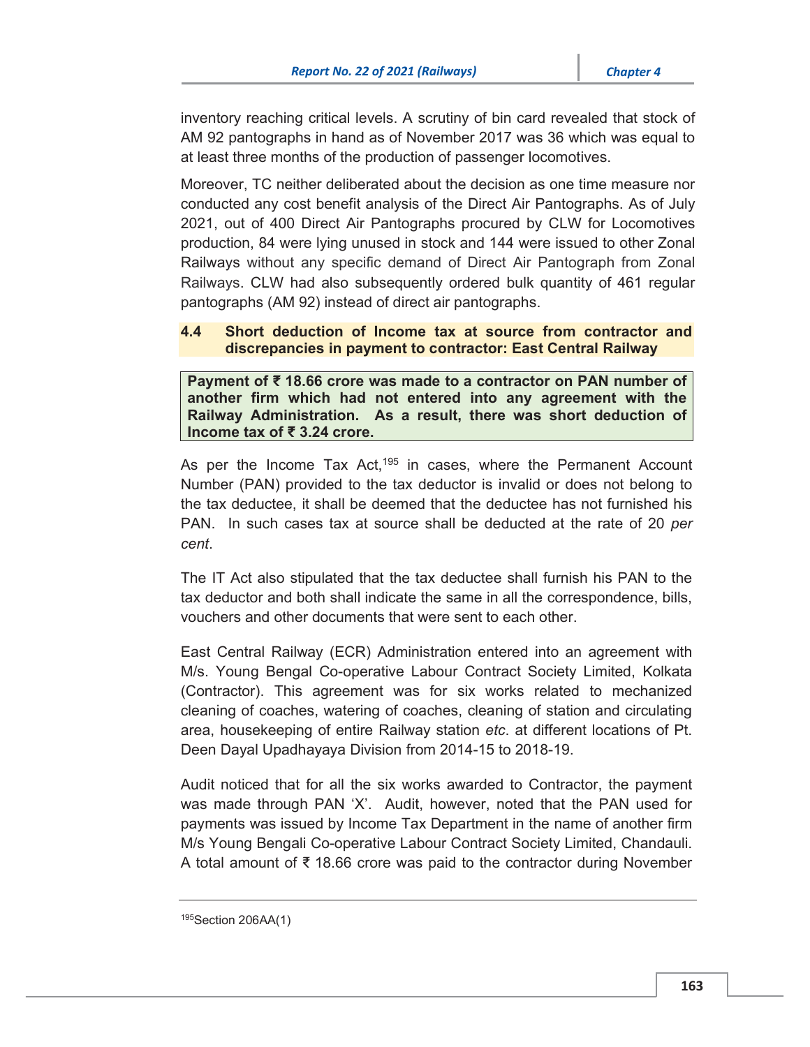inventory reaching critical levels. A scrutiny of bin card revealed that stock of AM 92 pantographs in hand as of November 2017 was 36 which was equal to at least three months of the production of passenger locomotives.

Moreover, TC neither deliberated about the decision as one time measure nor conducted any cost benefit analysis of the Direct Air Pantographs. As of July 2021, out of 400 Direct Air Pantographs procured by CLW for Locomotives production, 84 were lying unused in stock and 144 were issued to other Zonal Railways without any specific demand of Direct Air Pantograph from Zonal Railways. CLW had also subsequently ordered bulk quantity of 461 regular pantographs (AM 92) instead of direct air pantographs.

## 4.4 Short deduction of Income tax at source from contractor and discrepancies in payment to contractor: East Central Railway

**Payment of ₹ 18.66 crore was made to a contractor on PAN number of another firm which had not entered into any agreement with the Railway Administration. As a result, there was short deduction of Income tax of ₹ 3.24 crore.**

As per the Income Tax Act,[195] in cases, where the Permanent Account Number (PAN) provided to the tax deductor is invalid or does not belong to the tax deductee, it shall be deemed that the deductee has not furnished his PAN. In such cases tax at source shall be deducted at the rate of 20 *per cent*.

The IT Act also stipulated that the tax deductee shall furnish his PAN to the tax deductor and both shall indicate the same in all the correspondence, bills, vouchers and other documents that were sent to each other.

East Central Railway (ECR) Administration entered into an agreement with M/s. Young Bengal Co-operative Labour Contract Society Limited, Kolkata (Contractor). This agreement was for six works related to mechanized cleaning of coaches, watering of coaches, cleaning of station and circulating area, housekeeping of entire Railway station *etc*. at different locations of Pt. Deen Dayal Upadhayaya Division from 2014-15 to 2018-19.

Audit noticed that for all the six works awarded to Contractor, the payment was made through PAN 'X'. Audit, however, noted that the PAN used for payments was issued by Income Tax Department in the name of another firm M/s Young Bengali Co-operative Labour Contract Society Limited, Chandauli. A total amount of ₹ 18.66 crore was paid to the contractor during November

[195] Section 206AA(1)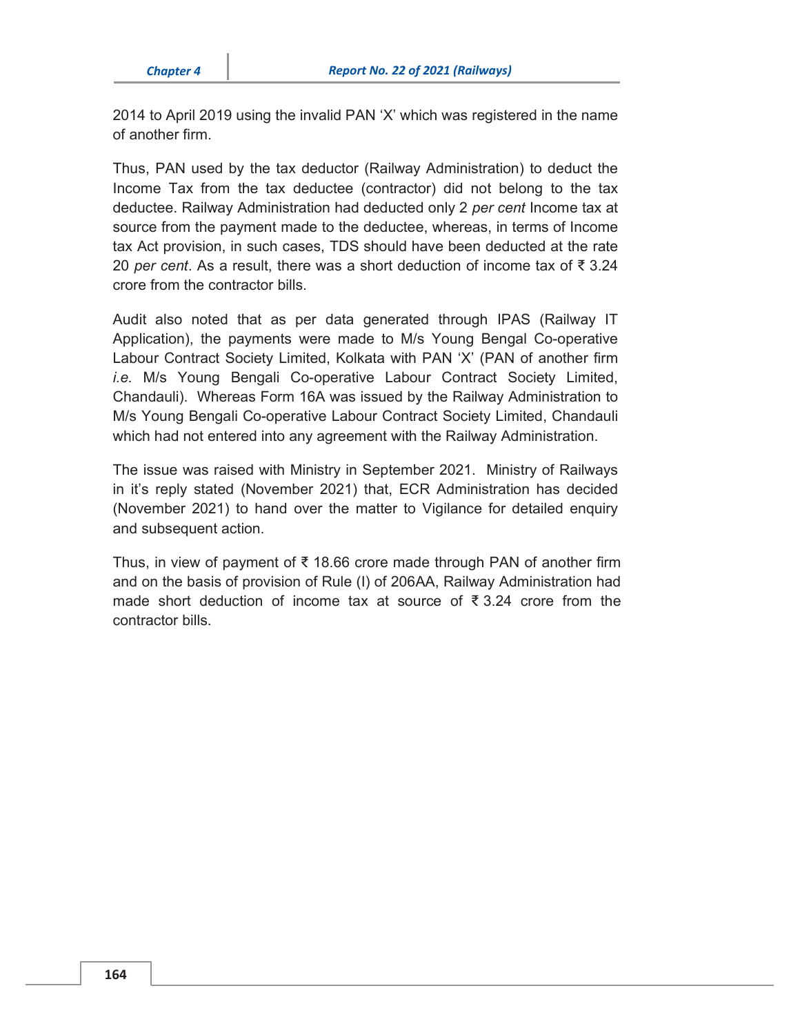2014 to April 2019 using the invalid PAN 'X' which was registered in the name of another firm.

Thus, PAN used by the tax deductor (Railway Administration) to deduct the Income Tax from the tax deductee (contractor) did not belong to the tax deductee. Railway Administration had deducted only 2 *per cent* Income tax at source from the payment made to the deductee, whereas, in terms of Income tax Act provision, in such cases, TDS should have been deducted at the rate 20 *per cent*. As a result, there was a short deduction of income tax of ₹ 3.24 crore from the contractor bills.

Audit also noted that as per data generated through IPAS (Railway IT Application), the payments were made to M/s Young Bengal Co-operative Labour Contract Society Limited, Kolkata with PAN 'X' (PAN of another firm *i.e.* M/s Young Bengali Co-operative Labour Contract Society Limited, Chandauli). Whereas Form 16A was issued by the Railway Administration to M/s Young Bengali Co-operative Labour Contract Society Limited, Chandauli which had not entered into any agreement with the Railway Administration.

The issue was raised with Ministry in September 2021. Ministry of Railways in it's reply stated (November 2021) that, ECR Administration has decided (November 2021) to hand over the matter to Vigilance for detailed enquiry and subsequent action.

Thus, in view of payment of ₹ 18.66 crore made through PAN of another firm and on the basis of provision of Rule (I) of 206AA, Railway Administration had made short deduction of income tax at source of ₹ 3.24 crore from the contractor bills.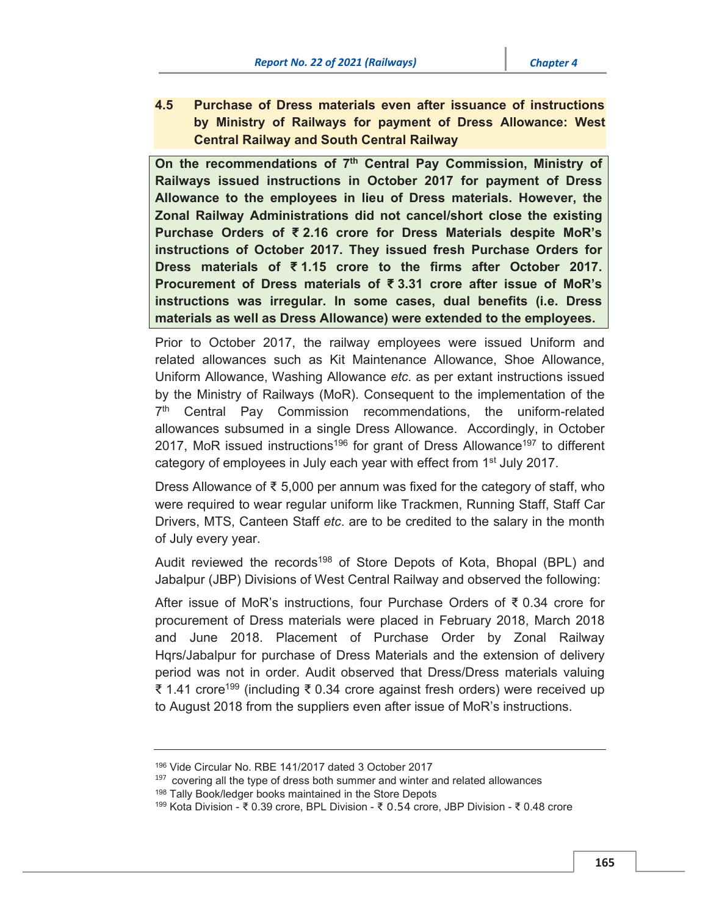## 4.5 Purchase of Dress materials even after issuance of instructions by Ministry of Railways for payment of Dress Allowance: West Central Railway and South Central Railway

**On the recommendations of 7th Central Pay Commission, Ministry of Railways issued instructions in October 2017 for payment of Dress Allowance to the employees in lieu of Dress materials. However, the Zonal Railway Administrations did not cancel/short close the existing Purchase Orders of ₹ 2.16 crore for Dress Materials despite MoR's instructions of October 2017. They issued fresh Purchase Orders for Dress materials of ₹ 1.15 crore to the firms after October 2017. Procurement of Dress materials of ₹ 3.31 crore after issue of MoR's instructions was irregular. In some cases, dual benefits (i.e. Dress materials as well as Dress Allowance) were extended to the employees.**

Prior to October 2017, the railway employees were issued Uniform and related allowances such as Kit Maintenance Allowance, Shoe Allowance, Uniform Allowance, Washing Allowance *etc.* as per extant instructions issued by the Ministry of Railways (MoR). Consequent to the implementation of the 7th Central Pay Commission recommendations, the uniform-related allowances subsumed in a single Dress Allowance. Accordingly, in October 2017, MoR issued instructions[196] for grant of Dress Allowance[197] to different category of employees in July each year with effect from 1st July 2017.

Dress Allowance of ₹ 5,000 per annum was fixed for the category of staff, who were required to wear regular uniform like Trackmen, Running Staff, Staff Car Drivers, MTS, Canteen Staff *etc*. are to be credited to the salary in the month of July every year.

Audit reviewed the records[198] of Store Depots of Kota, Bhopal (BPL) and Jabalpur (JBP) Divisions of West Central Railway and observed the following:

After issue of MoR's instructions, four Purchase Orders of ₹ 0.34 crore for procurement of Dress materials were placed in February 2018, March 2018 and June 2018. Placement of Purchase Order by Zonal Railway Hqrs/Jabalpur for purchase of Dress Materials and the extension of delivery period was not in order. Audit observed that Dress/Dress materials valuing ₹ 1.41 crore[199] (including ₹ 0.34 crore against fresh orders) were received up to August 2018 from the suppliers even after issue of MoR's instructions.

---

[196] Vide Circular No. RBE 141/2017 dated 3 October 2017

[197] covering all the type of dress both summer and winter and related allowances

[198] Tally Book/ledger books maintained in the Store Depots

[199] Kota Division - ₹ 0.39 crore, BPL Division - ₹ 0.54 crore, JBP Division - ₹ 0.48 crore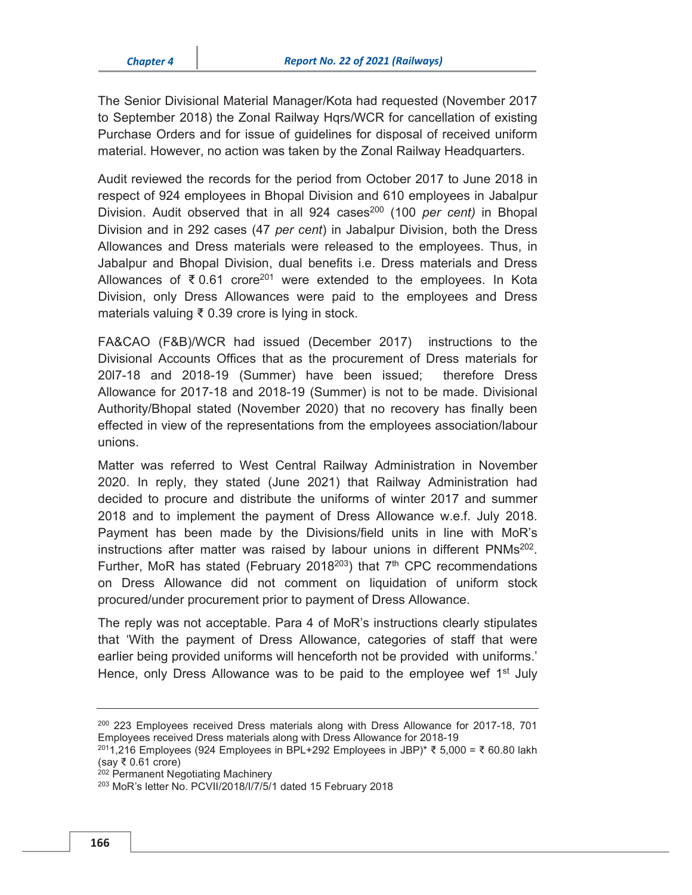The Senior Divisional Material Manager/Kota had requested (November 2017 to September 2018) the Zonal Railway Hqrs/WCR for cancellation of existing Purchase Orders and for issue of guidelines for disposal of received uniform material. However, no action was taken by the Zonal Railway Headquarters.

Audit reviewed the records for the period from October 2017 to June 2018 in respect of 924 employees in Bhopal Division and 610 employees in Jabalpur Division. Audit observed that in all 924 cases[200] (100 *per cent)* in Bhopal Division and in 292 cases (47 *per cent*) in Jabalpur Division, both the Dress Allowances and Dress materials were released to the employees. Thus, in Jabalpur and Bhopal Division, dual benefits i.e. Dress materials and Dress Allowances of ₹ 0.61 crore[201] were extended to the employees. In Kota Division, only Dress Allowances were paid to the employees and Dress materials valuing ₹ 0.39 crore is lying in stock.

FA&CAO (F&B)/WCR had issued (December 2017) instructions to the Divisional Accounts Offices that as the procurement of Dress materials for 20l7-18 and 2018-19 (Summer) have been issued; therefore Dress Allowance for 2017-18 and 2018-19 (Summer) is not to be made. Divisional Authority/Bhopal stated (November 2020) that no recovery has finally been effected in view of the representations from the employees association/labour unions.

Matter was referred to West Central Railway Administration in November 2020. In reply, they stated (June 2021) that Railway Administration had decided to procure and distribute the uniforms of winter 2017 and summer 2018 and to implement the payment of Dress Allowance w.e.f. July 2018. Payment has been made by the Divisions/field units in line with MoR's instructions after matter was raised by labour unions in different PNMs[202]. Further, MoR has stated (February 2018[203]) that 7th CPC recommendations on Dress Allowance did not comment on liquidation of uniform stock procured/under procurement prior to payment of Dress Allowance.

The reply was not acceptable. Para 4 of MoR's instructions clearly stipulates that 'With the payment of Dress Allowance, categories of staff that were earlier being provided uniforms will henceforth not be provided with uniforms.' Hence, only Dress Allowance was to be paid to the employee wef 1st July

---

[200] 223 Employees received Dress materials along with Dress Allowance for 2017-18, 701 Employees received Dress materials along with Dress Allowance for 2018-19

[201] 1,216 Employees (924 Employees in BPL+292 Employees in JBP)* ₹ 5,000 = ₹ 60.80 lakh (say ₹ 0.61 crore)

[202] Permanent Negotiating Machinery

[203] MoR's letter No. PCVII/2018/I/7/5/1 dated 15 February 2018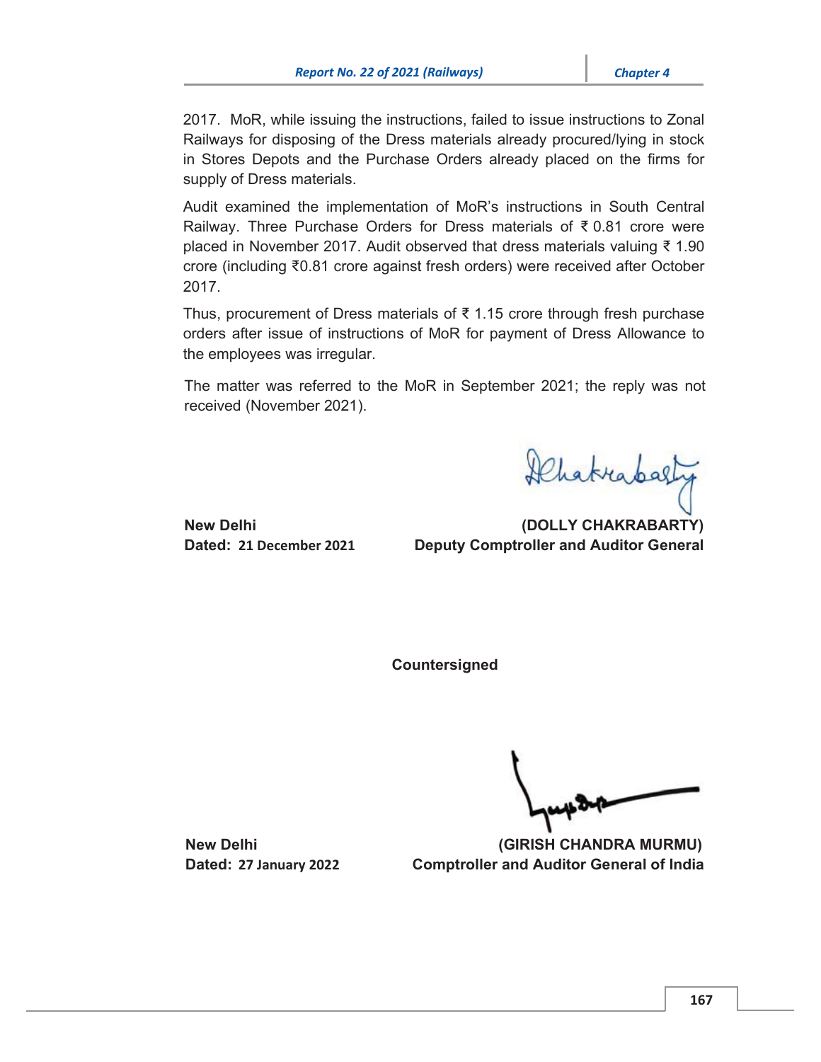2017. MoR, while issuing the instructions, failed to issue instructions to Zonal Railways for disposing of the Dress materials already procured/lying in stock in Stores Depots and the Purchase Orders already placed on the firms for supply of Dress materials.

Audit examined the implementation of MoR's instructions in South Central Railway. Three Purchase Orders for Dress materials of ₹ 0.81 crore were placed in November 2017. Audit observed that dress materials valuing ₹ 1.90 crore (including ₹0.81 crore against fresh orders) were received after October 2017.

Thus, procurement of Dress materials of ₹ 1.15 crore through fresh purchase orders after issue of instructions of MoR for payment of Dress Allowance to the employees was irregular.

The matter was referred to the MoR in September 2021; the reply was not received (November 2021).

**New Delhi**
**Dated: 21 December 2021**

**(DOLLY CHAKRABARTY)**
**Deputy Comptroller and Auditor General**

**Countersigned**

**New Delhi**
**Dated: 27 January 2022**

**(GIRISH CHANDRA MURMU)**
**Comptroller and Auditor General of India**